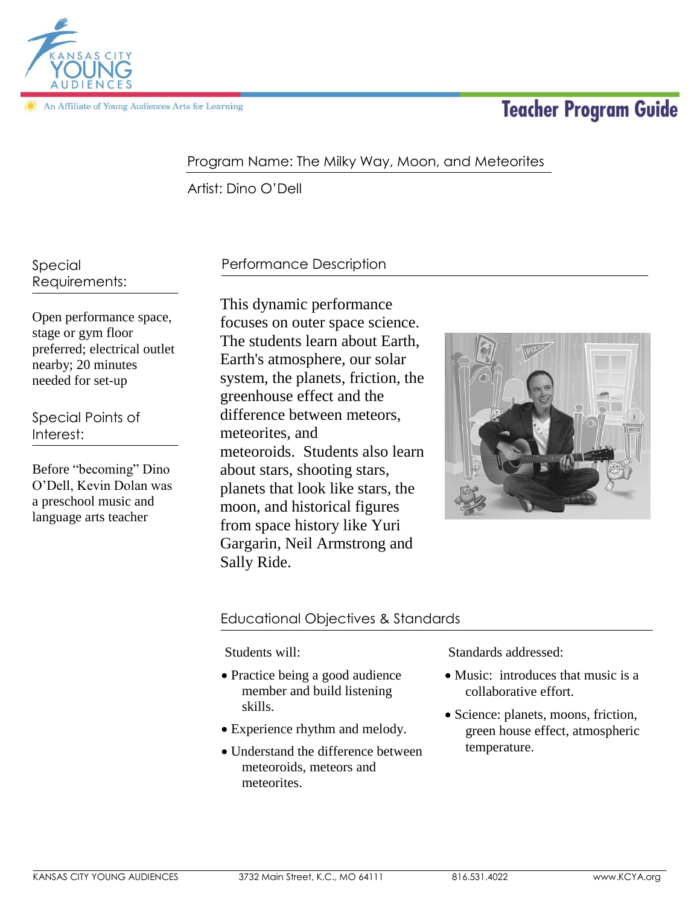# Teacher Program Guide

Kansas City Young Audiences — An Affiliate of Young Audiences Arts for Learning

Program Name: The Milky Way, Moon, and Meteorites

Artist: Dino O'Dell

## Special Requirements:

Open performance space, stage or gym floor preferred; electrical outlet nearby; 20 minutes needed for set-up

## Special Points of Interest:

Before "becoming" Dino O'Dell, Kevin Dolan was a preschool music and language arts teacher

## Performance Description

This dynamic performance focuses on outer space science. The students learn about Earth, Earth's atmosphere, our solar system, the planets, friction, the greenhouse effect and the difference between meteors, meteorites, and meteoroids. Students also learn about stars, shooting stars, planets that look like stars, the moon, and historical figures from space history like Yuri Gargarin, Neil Armstrong and Sally Ride.

## Educational Objectives & Standards

Students will:

- Practice being a good audience member and build listening skills.
- Experience rhythm and melody.
- Understand the difference between meteoroids, meteors and meteorites.

Standards addressed:

- Music: introduces that music is a collaborative effort.
- Science: planets, moons, friction, green house effect, atmospheric temperature.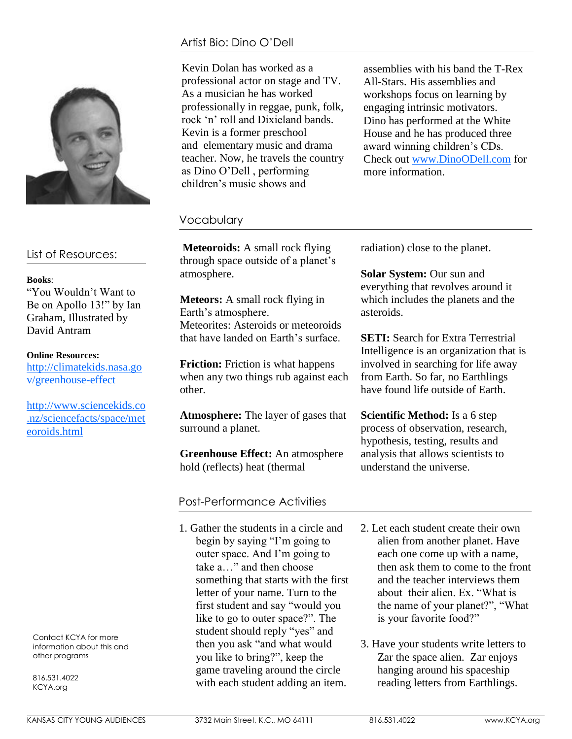## Artist Bio: Dino O'Dell

Kevin Dolan has worked as a professional actor on stage and TV. As a musician he has worked professionally in reggae, punk, folk, rock 'n' roll and Dixieland bands. Kevin is a former preschool and elementary music and drama teacher. Now, he travels the country as Dino O'Dell , performing children's music shows and assemblies with his band the T-Rex All-Stars. His assemblies and workshops focus on learning by engaging intrinsic motivators. Dino has performed at the White House and he has produced three award winning children's CDs. Check out www.DinoODell.com for more information.

## List of Resources:

**Books**:
"You Wouldn't Want to Be on Apollo 13!" by Ian Graham, Illustrated by David Antram

**Online Resources:**
http://climatekids.nasa.gov/greenhouse-effect

http://www.sciencekids.co.nz/sciencefacts/space/meteoroids.html

## Vocabulary

**Meteoroids:** A small rock flying through space outside of a planet's atmosphere.

**Meteors:** A small rock flying in Earth's atmosphere.
Meteorites: Asteroids or meteoroids that have landed on Earth's surface.

**Friction:** Friction is what happens when any two things rub against each other.

**Atmosphere:** The layer of gases that surround a planet.

**Greenhouse Effect:** An atmosphere hold (reflects) heat (thermal radiation) close to the planet.

**Solar System:** Our sun and everything that revolves around it which includes the planets and the asteroids.

**SETI:** Search for Extra Terrestrial Intelligence is an organization that is involved in searching for life away from Earth. So far, no Earthlings have found life outside of Earth.

**Scientific Method:** Is a 6 step process of observation, research, hypothesis, testing, results and analysis that allows scientists to understand the universe.

## Post-Performance Activities

1. Gather the students in a circle and begin by saying "I'm going to outer space. And I'm going to take a…" and then choose something that starts with the first letter of your name. Turn to the first student and say "would you like to go to outer space?". The student should reply "yes" and then you ask "and what would you like to bring?", keep the game traveling around the circle with each student adding an item.

2. Let each student create their own alien from another planet. Have each one come up with a name, then ask them to come to the front and the teacher interviews them about their alien. Ex. "What is the name of your planet?", "What is your favorite food?"

3. Have your students write letters to Zar the space alien. Zar enjoys hanging around his spaceship reading letters from Earthlings.

Contact KCYA for more information about this and other programs

816.531.4022
KCYA.org